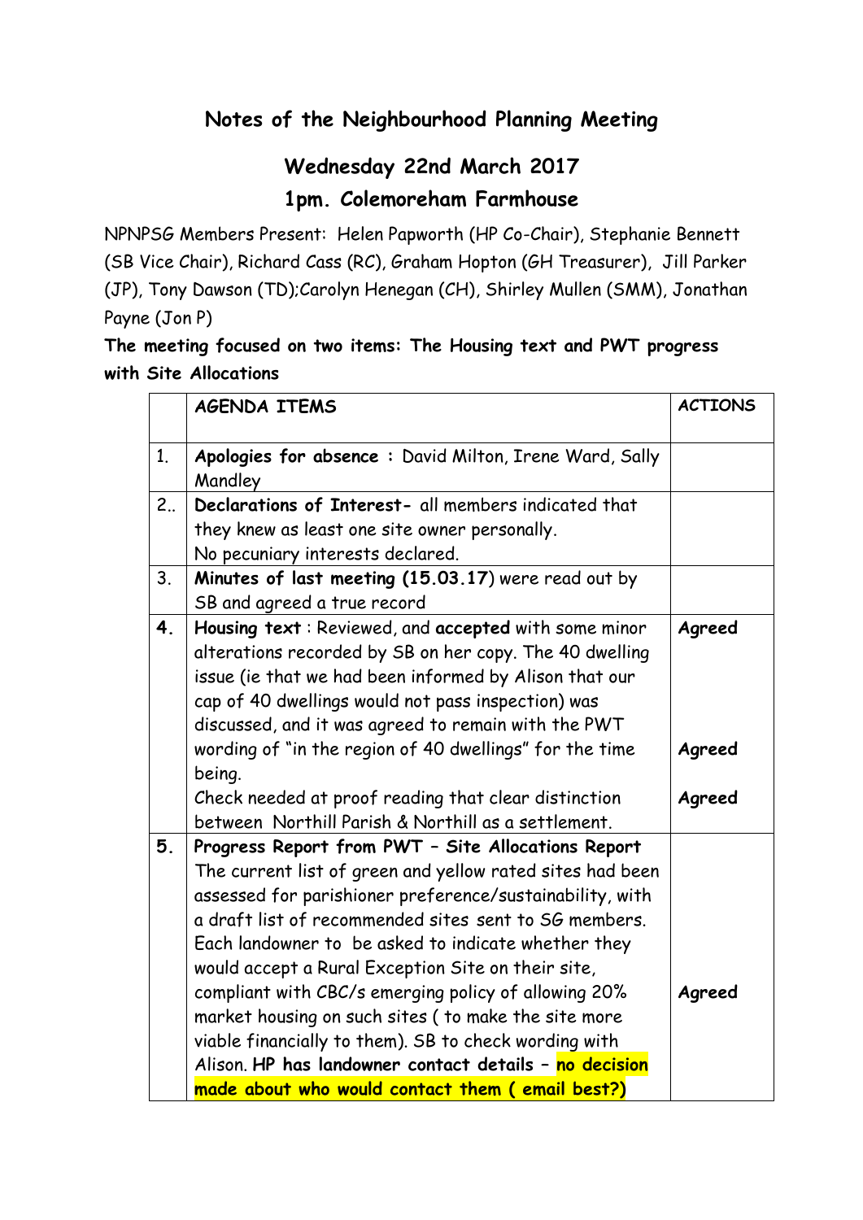# Notes of the Neighbourhood Planning Meeting

## Wednesday 22nd March 2017

## 1pm. Colemoreham Farmhouse

NPNPSG Members Present: Helen Papworth (HP Co-Chair), Stephanie Bennett (SB Vice Chair), Richard Cass (RC), Graham Hopton (GH Treasurer), Jill Parker (JP), Tony Dawson (TD);Carolyn Henegan (CH), Shirley Mullen (SMM), Jonathan Payne (Jon P)

**The meeting focused on two items: The Housing text and PWT progress with Site Allocations**

| | AGENDA ITEMS | ACTIONS |
|---|---|---|
| 1. | **Apologies for absence :** David Milton, Irene Ward, Sally Mandley | |
| 2.. | **Declarations of Interest-** all members indicated that they knew as least one site owner personally.<br>No pecuniary interests declared. | |
| 3. | **Minutes of last meeting (15.03.17**) were read out by SB and agreed a true record | |
| **4.** | **Housing text** : Reviewed, and **accepted** with some minor alterations recorded by SB on her copy. The 40 dwelling issue (ie that we had been informed by Alison that our cap of 40 dwellings would not pass inspection) was discussed, and it was agreed to remain with the PWT wording of "in the region of 40 dwellings" for the time being.<br>Check needed at proof reading that clear distinction between Northill Parish & Northill as a settlement. | **Agreed**<br><br>**Agreed**<br><br>**Agreed** |
| **5.** | **Progress Report from PWT – Site Allocations Report**<br>The current list of green and yellow rated sites had been assessed for parishioner preference/sustainability, with a draft list of recommended sites sent to SG members. Each landowner to be asked to indicate whether they would accept a Rural Exception Site on their site, compliant with CBC/s emerging policy of allowing 20% market housing on such sites ( to make the site more viable financially to them). SB to check wording with Alison. **HP has landowner contact details – no decision made about who would contact them ( email best?)** | **Agreed** |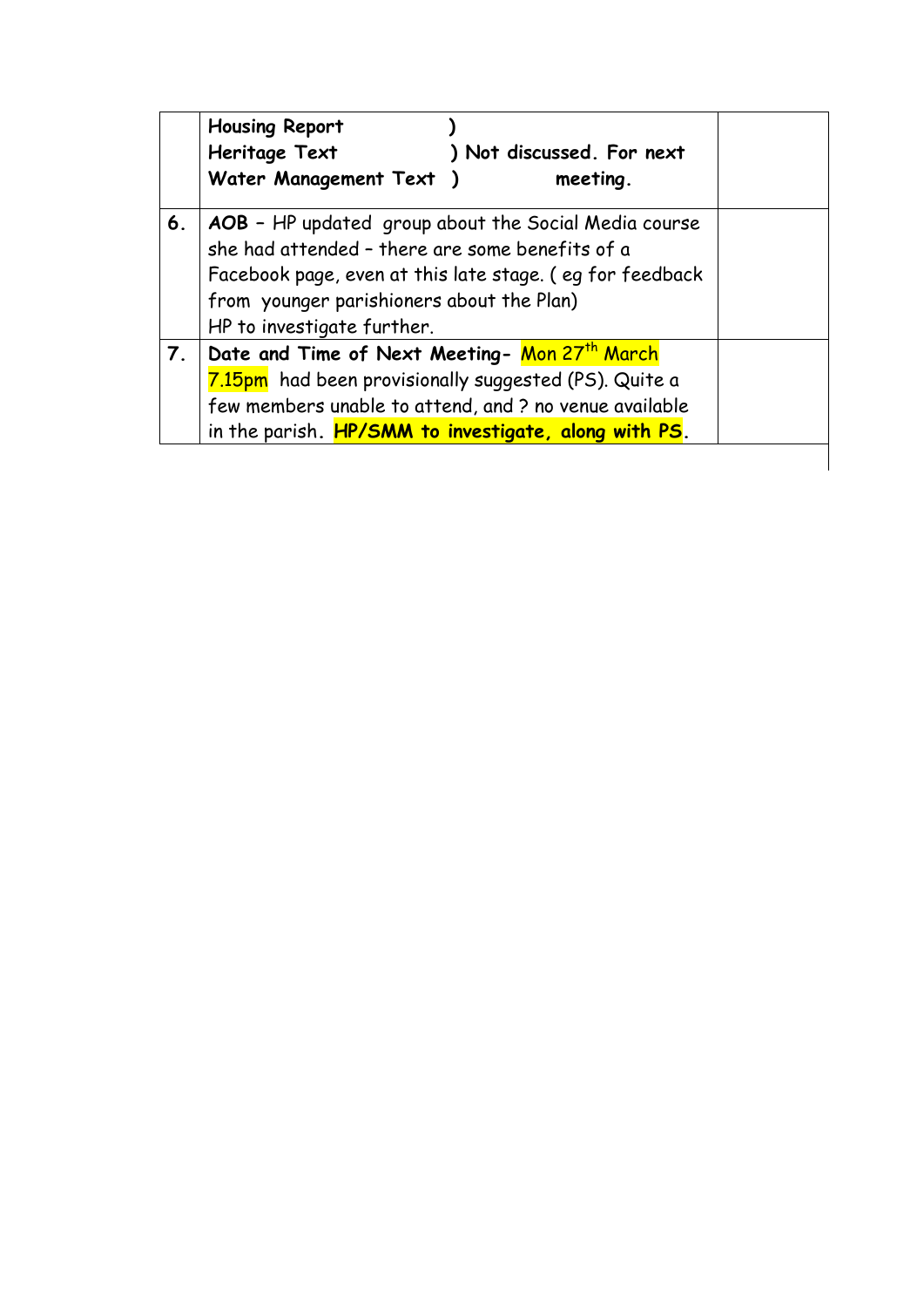| | | |
|---|---|---|
| | **Housing Report** ) **Heritage Text** ) **Not discussed. For next Water Management Text** ) **meeting.** | |
| **6.** | **AOB** – HP updated group about the Social Media course she had attended – there are some benefits of a Facebook page, even at this late stage. ( eg for feedback from younger parishioners about the Plan) HP to investigate further. | |
| **7.** | **Date and Time of Next Meeting-** Mon 27th March 7.15pm had been provisionally suggested (PS). Quite a few members unable to attend, and ? no venue available in the parish. **HP/SMM to investigate, along with PS**. | |